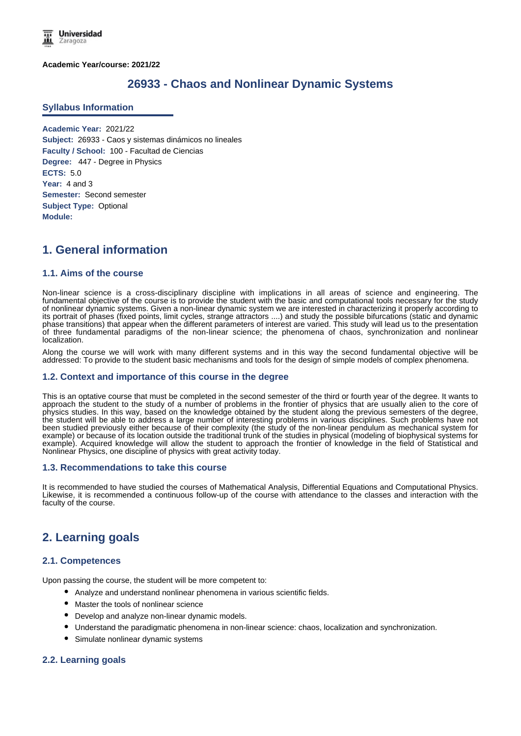Universidad Zaragoza

**Academic Year/course: 2021/22**

# 26933 - Chaos and Nonlinear Dynamic Systems

## Syllabus Information

**Academic Year:** 2021/22
**Subject:** 26933 - Caos y sistemas dinámicos no lineales
**Faculty / School:** 100 - Facultad de Ciencias
**Degree:** 447 - Degree in Physics
**ECTS:** 5.0
**Year:** 4 and 3
**Semester:** Second semester
**Subject Type:** Optional
**Module:**

# 1. General information

## 1.1. Aims of the course

Non-linear science is a cross-disciplinary discipline with implications in all areas of science and engineering. The fundamental objective of the course is to provide the student with the basic and computational tools necessary for the study of nonlinear dynamic systems. Given a non-linear dynamic system we are interested in characterizing it properly according to its portrait of phases (fixed points, limit cycles, strange attractors ....) and study the possible bifurcations (static and dynamic phase transitions) that appear when the different parameters of interest are varied. This study will lead us to the presentation of three fundamental paradigms of the non-linear science; the phenomena of chaos, synchronization and nonlinear localization.

Along the course we will work with many different systems and in this way the second fundamental objective will be addressed: To provide to the student basic mechanisms and tools for the design of simple models of complex phenomena.

## 1.2. Context and importance of this course in the degree

This is an optative course that must be completed in the second semester of the third or fourth year of the degree. It wants to approach the student to the study of a number of problems in the frontier of physics that are usually alien to the core of physics studies. In this way, based on the knowledge obtained by the student along the previous semesters of the degree, the student will be able to address a large number of interesting problems in various disciplines. Such problems have not been studied previously either because of their complexity (the study of the non-linear pendulum as mechanical system for example) or because of its location outside the traditional trunk of the studies in physical (modeling of biophysical systems for example). Acquired knowledge will allow the student to approach the frontier of knowledge in the field of Statistical and Nonlinear Physics, one discipline of physics with great activity today.

## 1.3. Recommendations to take this course

It is recommended to have studied the courses of Mathematical Analysis, Differential Equations and Computational Physics. Likewise, it is recommended a continuous follow-up of the course with attendance to the classes and interaction with the faculty of the course.

# 2. Learning goals

## 2.1. Competences

Upon passing the course, the student will be more competent to:

- Analyze and understand nonlinear phenomena in various scientific fields.
- Master the tools of nonlinear science
- Develop and analyze non-linear dynamic models.
- Understand the paradigmatic phenomena in non-linear science: chaos, localization and synchronization.
- Simulate nonlinear dynamic systems

## 2.2. Learning goals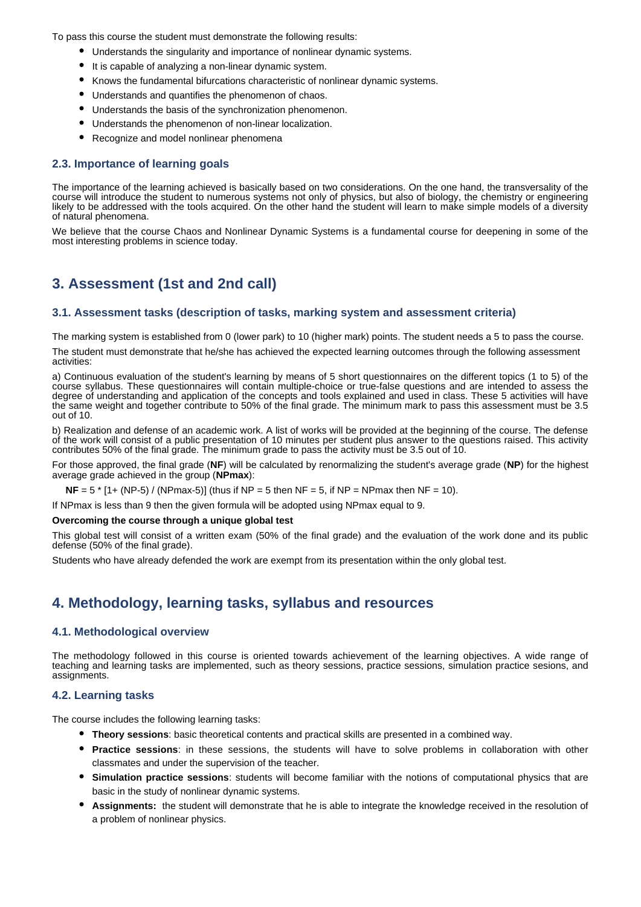To pass this course the student must demonstrate the following results:

- Understands the singularity and importance of nonlinear dynamic systems.
- It is capable of analyzing a non-linear dynamic system.
- Knows the fundamental bifurcations characteristic of nonlinear dynamic systems.
- Understands and quantifies the phenomenon of chaos.
- Understands the basis of the synchronization phenomenon.
- Understands the phenomenon of non-linear localization.
- Recognize and model nonlinear phenomena

### 2.3. Importance of learning goals

The importance of the learning achieved is basically based on two considerations. On the one hand, the transversality of the course will introduce the student to numerous systems not only of physics, but also of biology, the chemistry or engineering likely to be addressed with the tools acquired. On the other hand the student will learn to make simple models of a diversity of natural phenomena.

We believe that the course Chaos and Nonlinear Dynamic Systems is a fundamental course for deepening in some of the most interesting problems in science today.

## 3. Assessment (1st and 2nd call)

### 3.1. Assessment tasks (description of tasks, marking system and assessment criteria)

The marking system is established from 0 (lower park) to 10 (higher mark) points. The student needs a 5 to pass the course.

The student must demonstrate that he/she has achieved the expected learning outcomes through the following assessment activities:

a) Continuous evaluation of the student's learning by means of 5 short questionnaires on the different topics (1 to 5) of the course syllabus. These questionnaires will contain multiple-choice or true-false questions and are intended to assess the degree of understanding and application of the concepts and tools explained and used in class. These 5 activities will have the same weight and together contribute to 50% of the final grade. The minimum mark to pass this assessment must be 3.5 out of 10.

b) Realization and defense of an academic work. A list of works will be provided at the beginning of the course. The defense of the work will consist of a public presentation of 10 minutes per student plus answer to the questions raised. This activity contributes 50% of the final grade. The minimum grade to pass the activity must be 3.5 out of 10.

For those approved, the final grade (**NF**) will be calculated by renormalizing the student's average grade (**NP**) for the highest average grade achieved in the group (**NPmax**):

**NF** = 5 * [1+ (NP-5) / (NPmax-5)] (thus if NP = 5 then NF = 5, if NP = NPmax then NF = 10).

If NPmax is less than 9 then the given formula will be adopted using NPmax equal to 9.

**Overcoming the course through a unique global test**

This global test will consist of a written exam (50% of the final grade) and the evaluation of the work done and its public defense (50% of the final grade).

Students who have already defended the work are exempt from its presentation within the only global test.

## 4. Methodology, learning tasks, syllabus and resources

### 4.1. Methodological overview

The methodology followed in this course is oriented towards achievement of the learning objectives. A wide range of teaching and learning tasks are implemented, such as theory sessions, practice sessions, simulation practice sesions, and assignments.

### 4.2. Learning tasks

The course includes the following learning tasks:

- **Theory sessions**: basic theoretical contents and practical skills are presented in a combined way.
- **Practice sessions**: in these sessions, the students will have to solve problems in collaboration with other classmates and under the supervision of the teacher.
- **Simulation practice sessions**: students will become familiar with the notions of computational physics that are basic in the study of nonlinear dynamic systems.
- **Assignments:** the student will demonstrate that he is able to integrate the knowledge received in the resolution of a problem of nonlinear physics.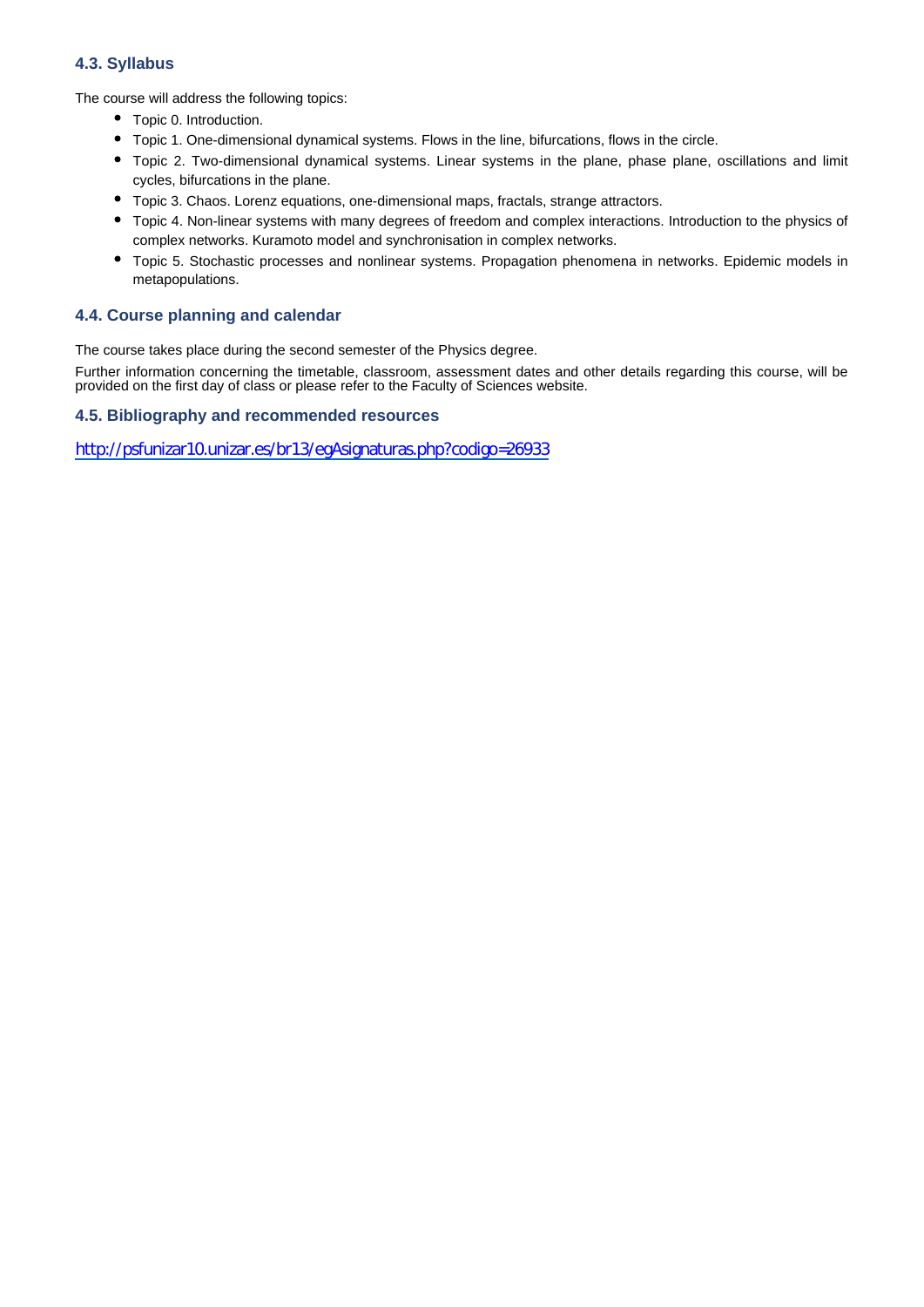### 4.3. Syllabus

The course will address the following topics:

- Topic 0. Introduction.
- Topic 1. One-dimensional dynamical systems. Flows in the line, bifurcations, flows in the circle.
- Topic 2. Two-dimensional dynamical systems. Linear systems in the plane, phase plane, oscillations and limit cycles, bifurcations in the plane.
- Topic 3. Chaos. Lorenz equations, one-dimensional maps, fractals, strange attractors.
- Topic 4. Non-linear systems with many degrees of freedom and complex interactions. Introduction to the physics of complex networks. Kuramoto model and synchronisation in complex networks.
- Topic 5. Stochastic processes and nonlinear systems. Propagation phenomena in networks. Epidemic models in metapopulations.

### 4.4. Course planning and calendar

The course takes place during the second semester of the Physics degree.

Further information concerning the timetable, classroom, assessment dates and other details regarding this course, will be provided on the first day of class or please refer to the Faculty of Sciences website.

### 4.5. Bibliography and recommended resources

http://psfunizar10.unizar.es/br13/egAsignaturas.php?codigo=26933